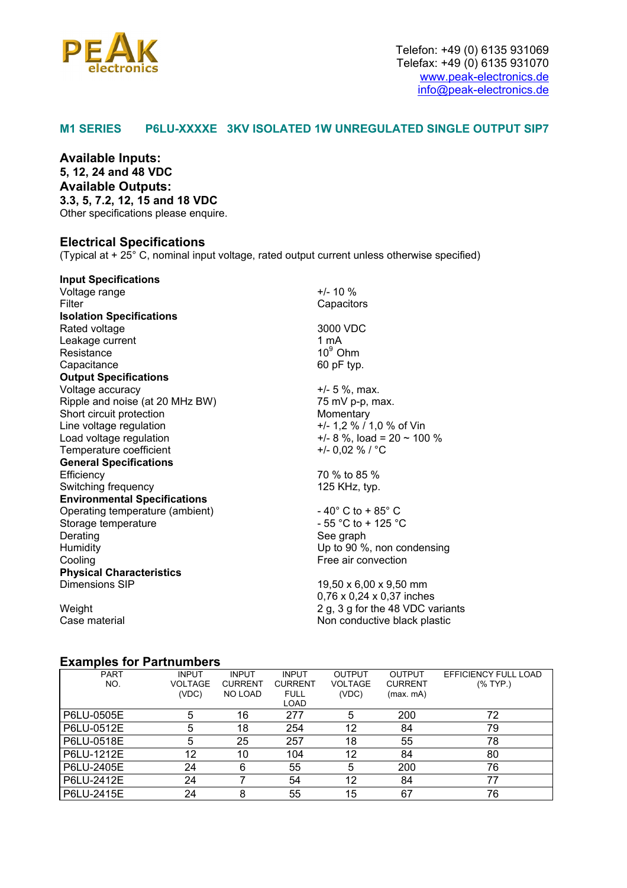PEAK electronics

Telefon: +49 (0) 6135 931069
Telefax: +49 (0) 6135 931070
www.peak-electronics.de
info@peak-electronics.de

## M1 SERIES P6LU-XXXXE 3KV ISOLATED 1W UNREGULATED SINGLE OUTPUT SIP7

**Available Inputs:**
**5, 12, 24 and 48 VDC**
**Available Outputs:**
**3.3, 5, 7.2, 12, 15 and 18 VDC**
Other specifications please enquire.

## Electrical Specifications

(Typical at + 25° C, nominal input voltage, rated output current unless otherwise specified)

| | |
|---|---|
| **Input Specifications** | |
| Voltage range | +/- 10 % |
| Filter | Capacitors |
| **Isolation Specifications** | |
| Rated voltage | 3000 VDC |
| Leakage current | 1 mA |
| Resistance | $10^9$ Ohm |
| Capacitance | 60 pF typ. |
| **Output Specifications** | |
| Voltage accuracy | +/- 5 %, max. |
| Ripple and noise (at 20 MHz BW) | 75 mV p-p, max. |
| Short circuit protection | Momentary |
| Line voltage regulation | +/- 1,2 % / 1,0 % of Vin |
| Load voltage regulation | +/- 8 %, load = 20 ~ 100 % |
| Temperature coefficient | +/- 0,02 % / °C |
| **General Specifications** | |
| Efficiency | 70 % to 85 % |
| Switching frequency | 125 KHz, typ. |
| **Environmental Specifications** | |
| Operating temperature (ambient) | - 40° C to + 85° C |
| Storage temperature | - 55 °C to + 125 °C |
| Derating | See graph |
| Humidity | Up to 90 %, non condensing |
| Cooling | Free air convection |
| **Physical Characteristics** | |
| Dimensions SIP | 19,50 x 6,00 x 9,50 mm<br>0,76 x 0,24 x 0,37 inches |
| Weight | 2 g, 3 g for the 48 VDC variants |
| Case material | Non conductive black plastic |

## Examples for Partnumbers

| PART NO. | INPUT VOLTAGE (VDC) | INPUT CURRENT NO LOAD | INPUT CURRENT FULL LOAD | OUTPUT VOLTAGE (VDC) | OUTPUT CURRENT (max. mA) | EFFICIENCY FULL LOAD (% TYP.) |
|---|---|---|---|---|---|---|
| P6LU-0505E | 5 | 16 | 277 | 5 | 200 | 72 |
| P6LU-0512E | 5 | 18 | 254 | 12 | 84 | 79 |
| P6LU-0518E | 5 | 25 | 257 | 18 | 55 | 78 |
| P6LU-1212E | 12 | 10 | 104 | 12 | 84 | 80 |
| P6LU-2405E | 24 | 6 | 55 | 5 | 200 | 76 |
| P6LU-2412E | 24 | 7 | 54 | 12 | 84 | 77 |
| P6LU-2415E | 24 | 8 | 55 | 15 | 67 | 76 |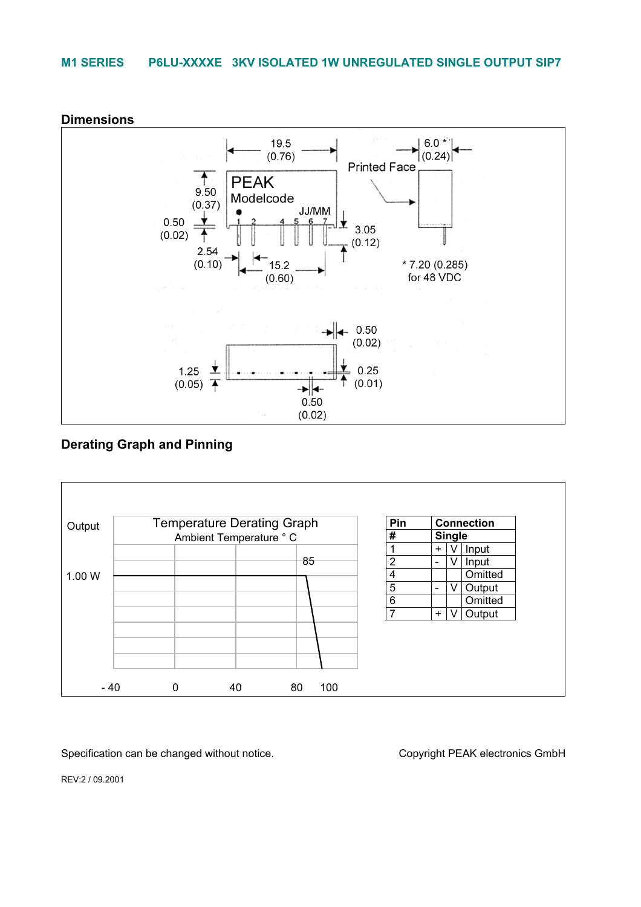**M1 SERIES P6LU-XXXXE 3KV ISOLATED 1W UNREGULATED SINGLE OUTPUT SIP7**

## Dimensions

19.5
(0.76)

6.0 *
(0.24)

Printed Face

9.50
(0.37)

PEAK
Modelcode
JJ/MM

1 2 4 5 6 7

0.50
(0.02)

3.05
(0.12)

2.54
(0.10)

15.2
(0.60)

* 7.20 (0.285)
for 48 VDC

0.50
(0.02)

1.25
(0.05)

0.25
(0.01)

0.50
(0.02)

## Derating Graph and Pinning

Output

Temperature Derating Graph
Ambient Temperature ° C

1.00 W

85

- 40 0 40 80 100

| Pin | Connection | | |
|---|---|---|---|
| # | Single | | |
| 1 | + | V | Input |
| 2 | - | V | Input |
| 4 | | | Omitted |
| 5 | - | V | Output |
| 6 | | | Omitted |
| 7 | + | V | Output |

Specification can be changed without notice.

Copyright PEAK electronics GmbH

REV:2 / 09.2001